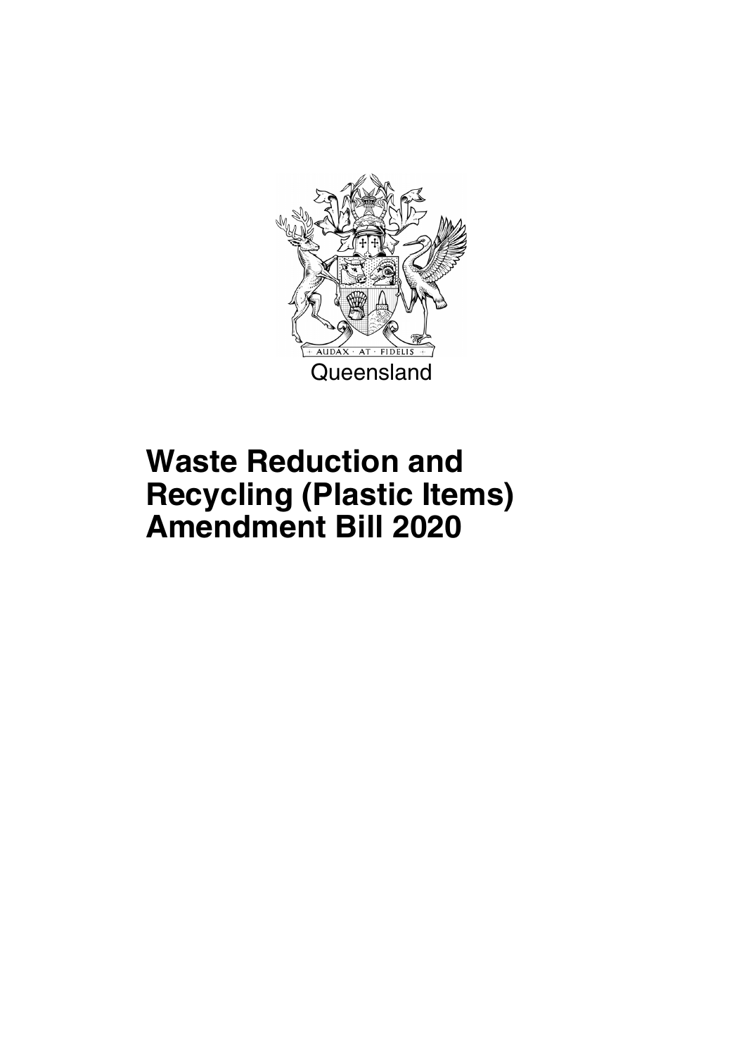AUDAX · AT · FIDELIS

Queensland

# Waste Reduction and Recycling (Plastic Items) Amendment Bill 2020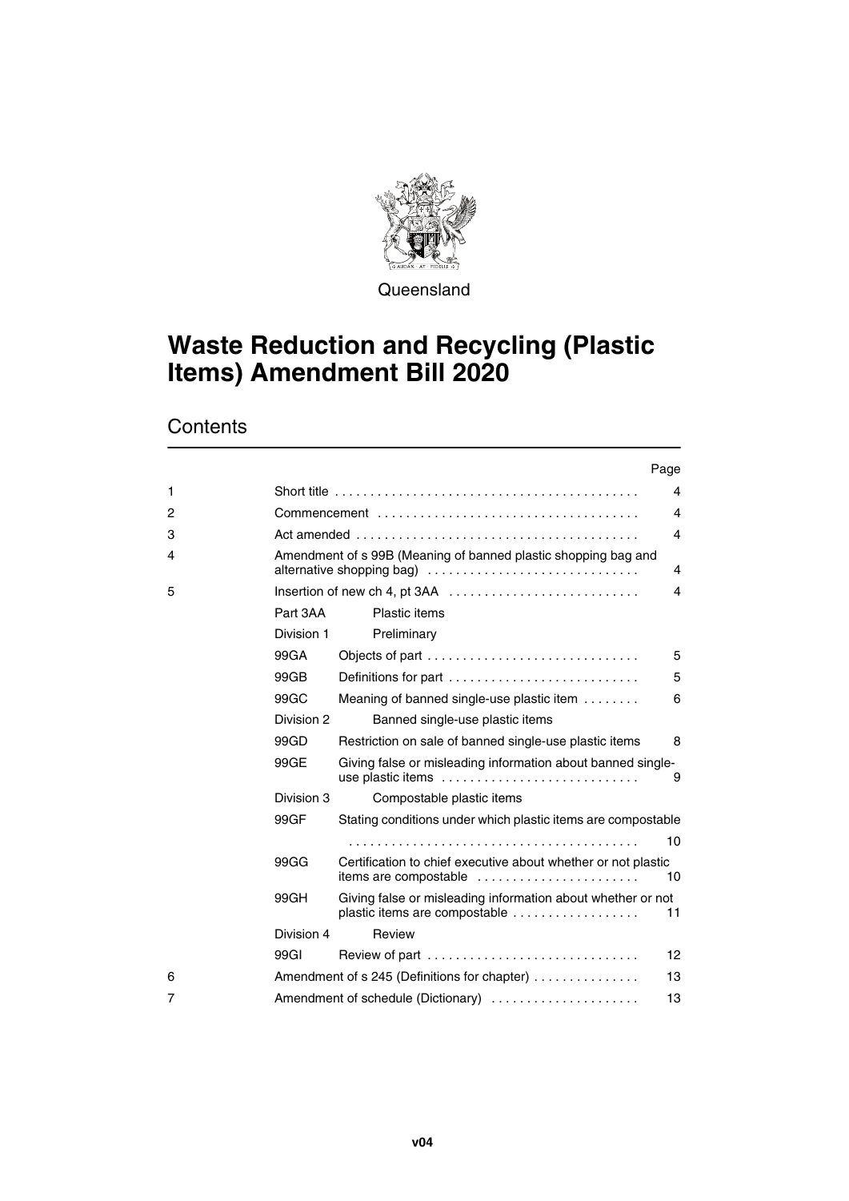Queensland

# Waste Reduction and Recycling (Plastic Items) Amendment Bill 2020

## Contents

| | | | Page |
|---|---|---|---|
| 1 | Short title | | 4 |
| 2 | Commencement | | 4 |
| 3 | Act amended | | 4 |
| 4 | Amendment of s 99B (Meaning of banned plastic shopping bag and alternative shopping bag) | | 4 |
| 5 | Insertion of new ch 4, pt 3AA | | 4 |
| | Part 3AA | Plastic items | |
| | Division 1 | Preliminary | |
| | 99GA | Objects of part | 5 |
| | 99GB | Definitions for part | 5 |
| | 99GC | Meaning of banned single-use plastic item | 6 |
| | Division 2 | Banned single-use plastic items | |
| | 99GD | Restriction on sale of banned single-use plastic items | 8 |
| | 99GE | Giving false or misleading information about banned single-use plastic items | 9 |
| | Division 3 | Compostable plastic items | |
| | 99GF | Stating conditions under which plastic items are compostable | 10 |
| | 99GG | Certification to chief executive about whether or not plastic items are compostable | 10 |
| | 99GH | Giving false or misleading information about whether or not plastic items are compostable | 11 |
| | Division 4 | Review | |
| | 99GI | Review of part | 12 |
| 6 | Amendment of s 245 (Definitions for chapter) | | 13 |
| 7 | Amendment of schedule (Dictionary) | | 13 |

v04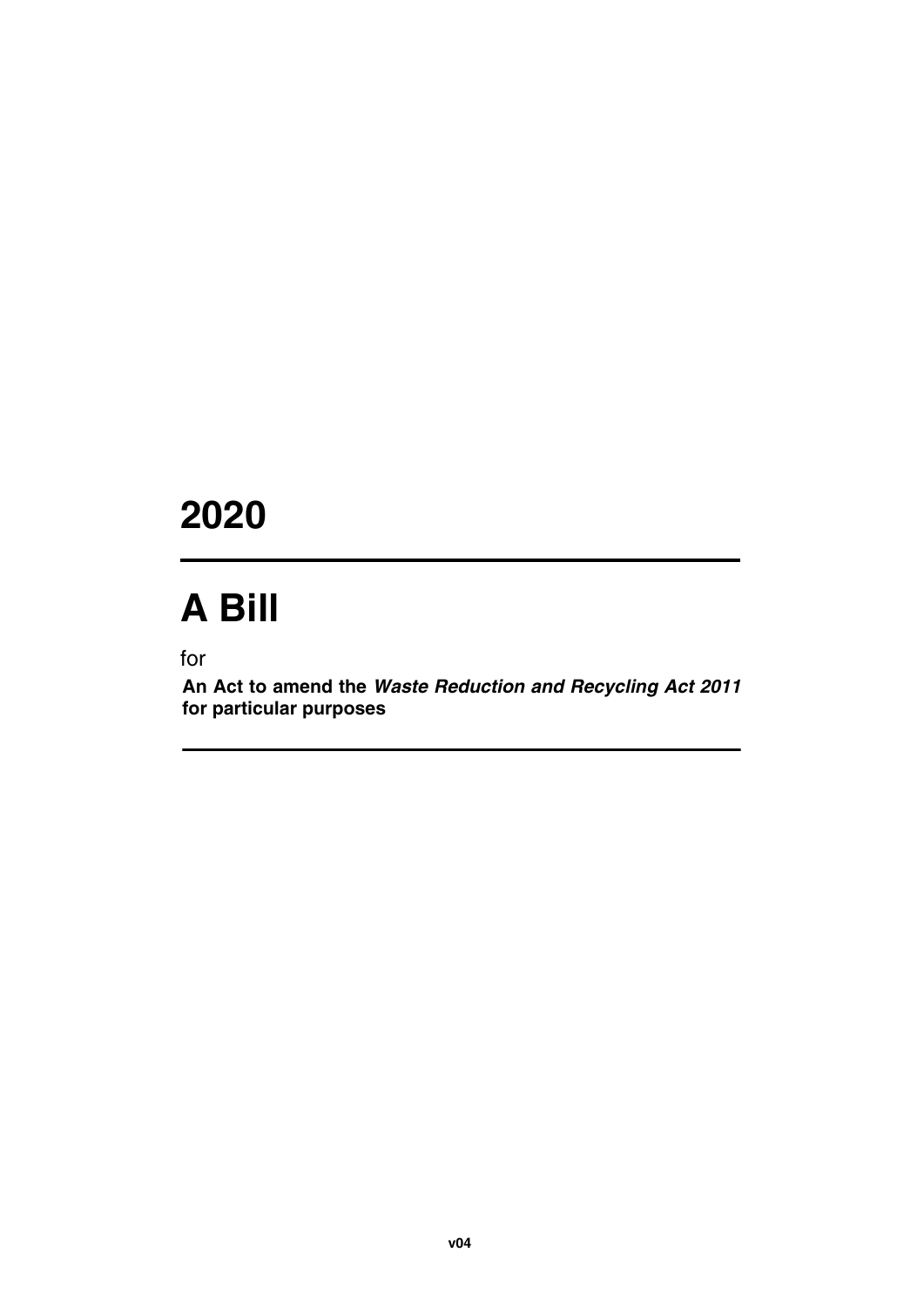# 2020

# A Bill

for

**An Act to amend the *Waste Reduction and Recycling Act 2011* for particular purposes**

**v04**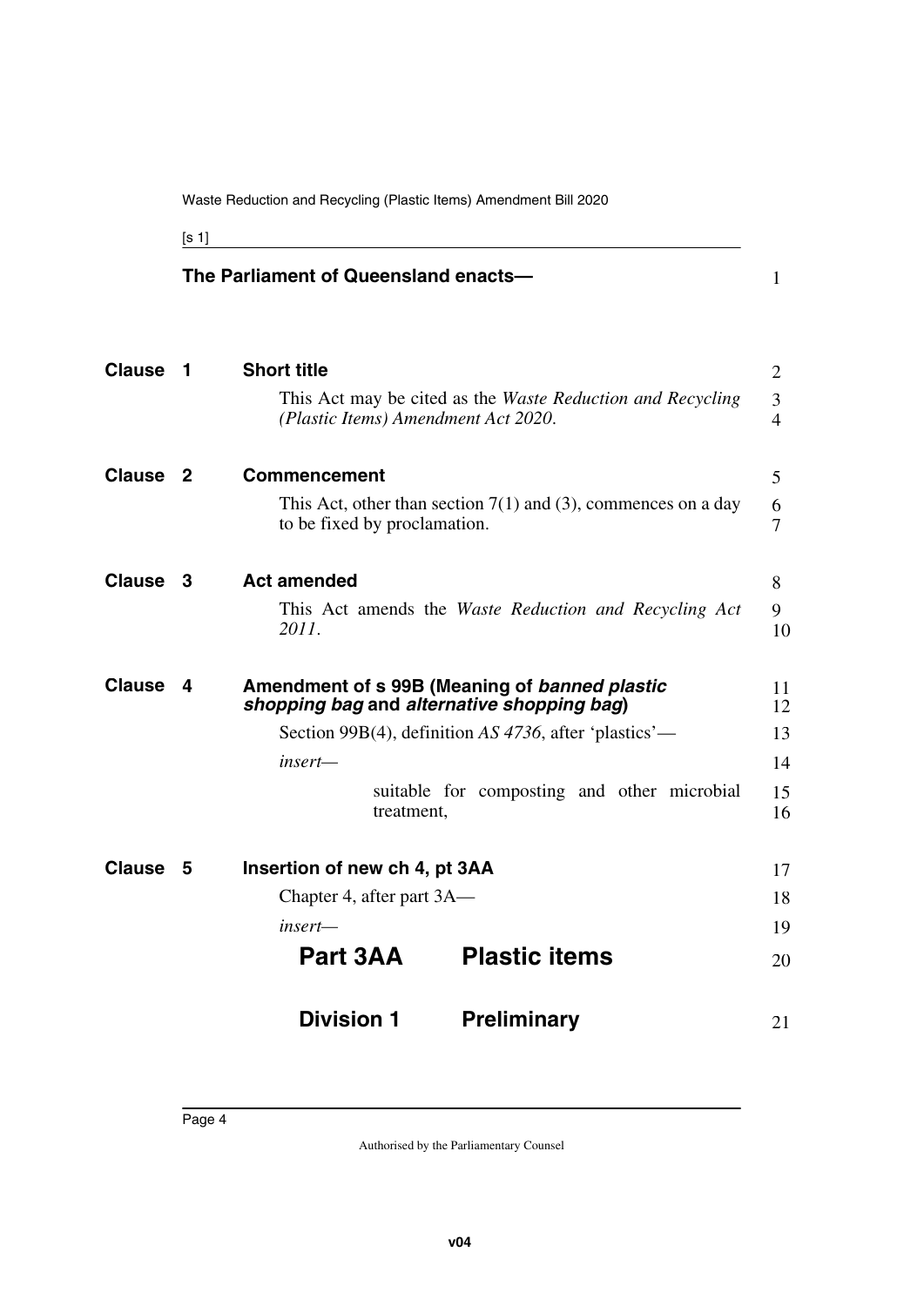The Parliament of Queensland enacts—

## Clause 1 Short title

This Act may be cited as the *Waste Reduction and Recycling (Plastic Items) Amendment Act 2020*.

## Clause 2 Commencement

This Act, other than section 7(1) and (3), commences on a day to be fixed by proclamation.

## Clause 3 Act amended

This Act amends the *Waste Reduction and Recycling Act 2011*.

## Clause 4 Amendment of s 99B (Meaning of *banned plastic shopping bag* and *alternative shopping bag*)

Section 99B(4), definition *AS 4736*, after 'plastics'—

*insert*—

> suitable for composting and other microbial treatment,

## Clause 5 Insertion of new ch 4, pt 3AA

Chapter 4, after part 3A—

*insert*—

# Part 3AA Plastic items

## Division 1 Preliminary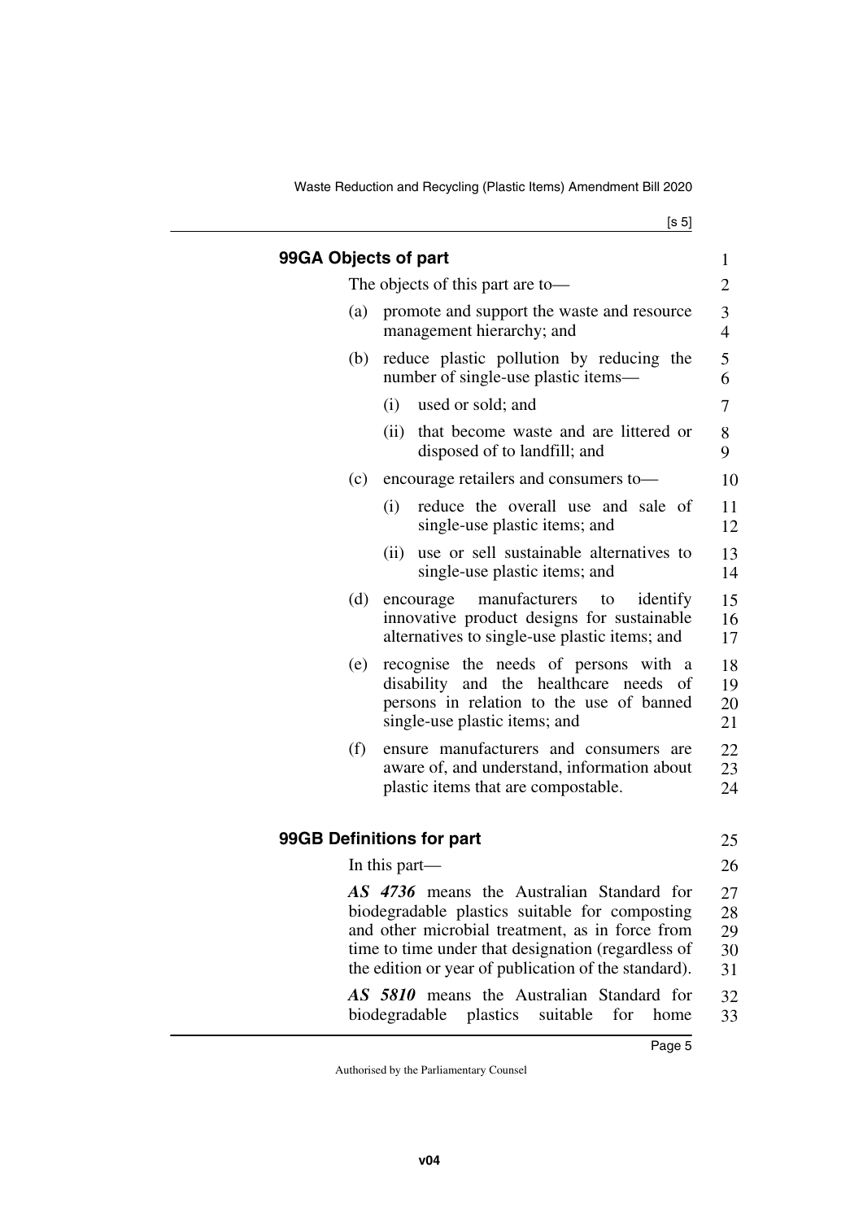### 99GA Objects of part

The objects of this part are to—

(a) promote and support the waste and resource management hierarchy; and

(b) reduce plastic pollution by reducing the number of single-use plastic items—

  (i) used or sold; and

  (ii) that become waste and are littered or disposed of to landfill; and

(c) encourage retailers and consumers to—

  (i) reduce the overall use and sale of single-use plastic items; and

  (ii) use or sell sustainable alternatives to single-use plastic items; and

(d) encourage manufacturers to identify innovative product designs for sustainable alternatives to single-use plastic items; and

(e) recognise the needs of persons with a disability and the healthcare needs of persons in relation to the use of banned single-use plastic items; and

(f) ensure manufacturers and consumers are aware of, and understand, information about plastic items that are compostable.

### 99GB Definitions for part

In this part—

***AS 4736*** means the Australian Standard for biodegradable plastics suitable for composting and other microbial treatment, as in force from time to time under that designation (regardless of the edition or year of publication of the standard).

***AS 5810*** means the Australian Standard for biodegradable plastics suitable for home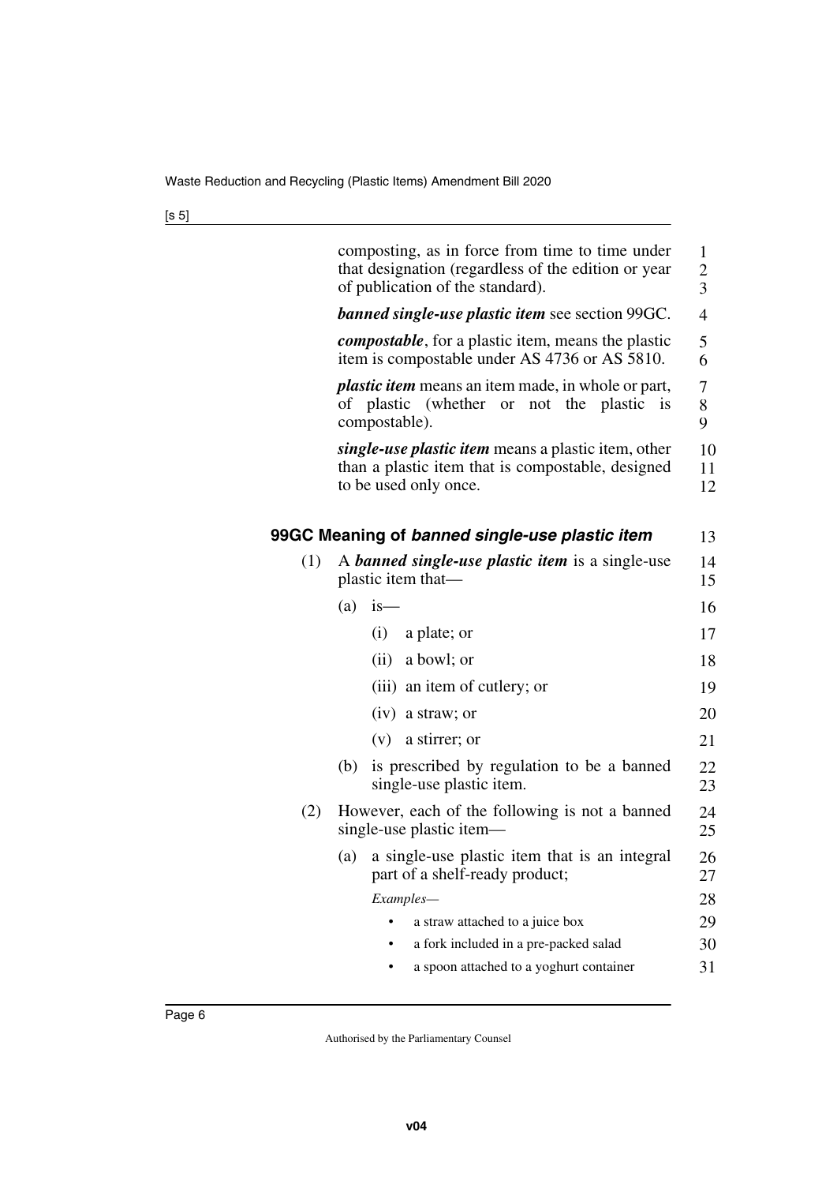composting, as in force from time to time under that designation (regardless of the edition or year of publication of the standard).

***banned single-use plastic item*** see section 99GC.

***compostable***, for a plastic item, means the plastic item is compostable under AS 4736 or AS 5810.

***plastic item*** means an item made, in whole or part, of plastic (whether or not the plastic is compostable).

***single-use plastic item*** means a plastic item, other than a plastic item that is compostable, designed to be used only once.

### 99GC Meaning of *banned single-use plastic item*

(1) A ***banned single-use plastic item*** is a single-use plastic item that—

(a) is—

(i) a plate; or

(ii) a bowl; or

(iii) an item of cutlery; or

(iv) a straw; or

(v) a stirrer; or

(b) is prescribed by regulation to be a banned single-use plastic item.

(2) However, each of the following is not a banned single-use plastic item—

(a) a single-use plastic item that is an integral part of a shelf-ready product;

*Examples—*

- a straw attached to a juice box
- a fork included in a pre-packed salad
- a spoon attached to a yoghurt container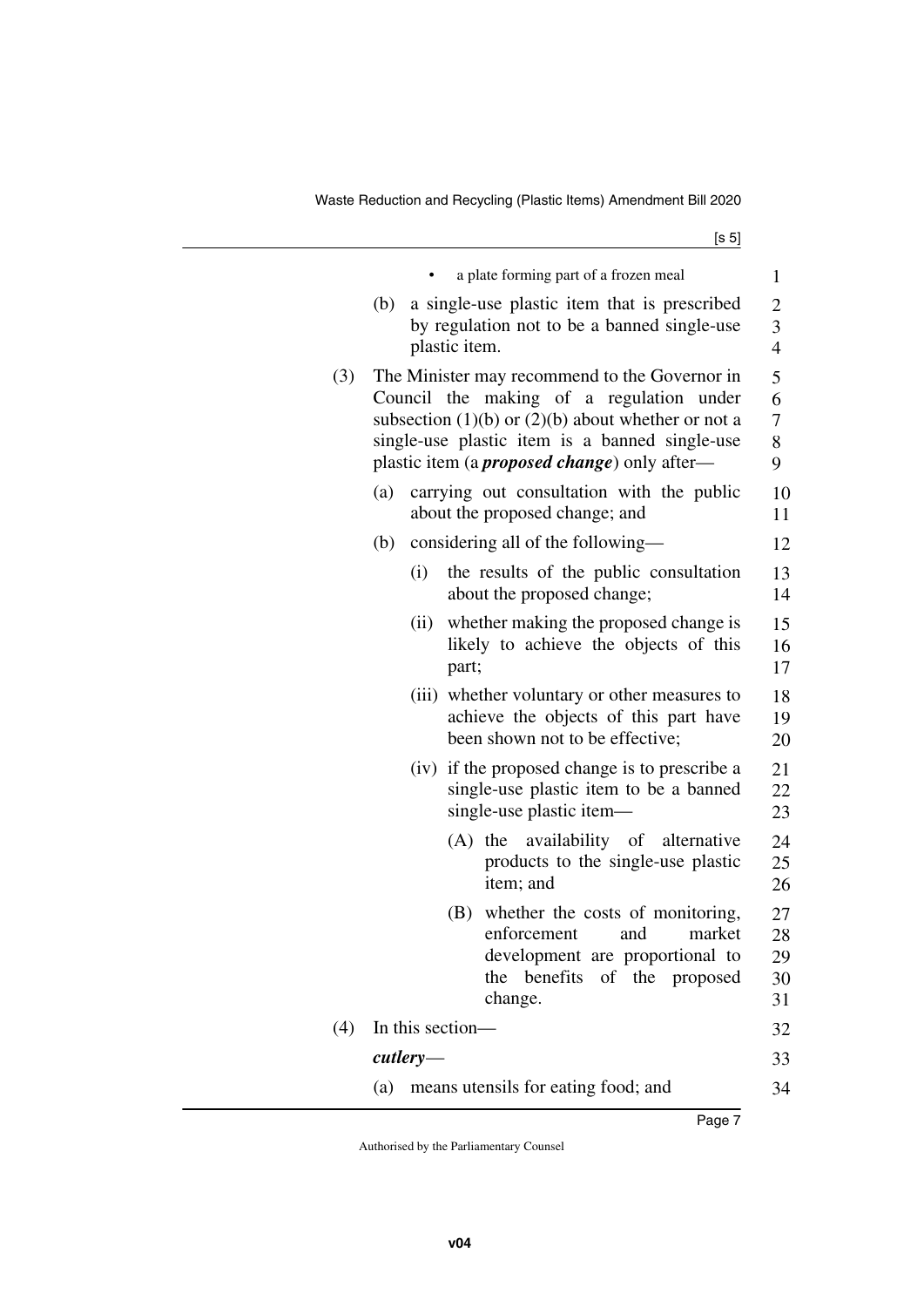- a plate forming part of a frozen meal

(b) a single-use plastic item that is prescribed by regulation not to be a banned single-use plastic item.

(3) The Minister may recommend to the Governor in Council the making of a regulation under subsection (1)(b) or (2)(b) about whether or not a single-use plastic item is a banned single-use plastic item (a ***proposed change***) only after—

(a) carrying out consultation with the public about the proposed change; and

(b) considering all of the following—

(i) the results of the public consultation about the proposed change;

(ii) whether making the proposed change is likely to achieve the objects of this part;

(iii) whether voluntary or other measures to achieve the objects of this part have been shown not to be effective;

(iv) if the proposed change is to prescribe a single-use plastic item to be a banned single-use plastic item—

(A) the availability of alternative products to the single-use plastic item; and

(B) whether the costs of monitoring, enforcement and market development are proportional to the benefits of the proposed change.

(4) In this section—

***cutlery***—

(a) means utensils for eating food; and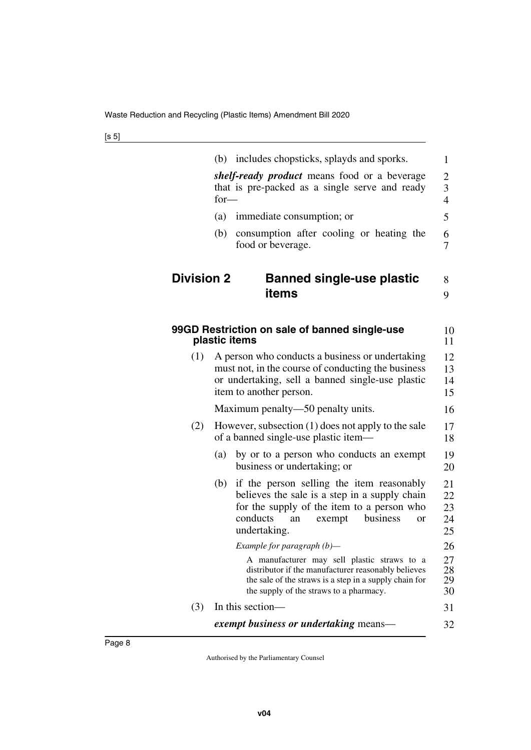(b) includes chopsticks, splayds and sporks.

***shelf-ready product*** means food or a beverage that is pre-packed as a single serve and ready for—

(a) immediate consumption; or

(b) consumption after cooling or heating the food or beverage.

## Division 2 Banned single-use plastic items

### 99GD Restriction on sale of banned single-use plastic items

(1) A person who conducts a business or undertaking must not, in the course of conducting the business or undertaking, sell a banned single-use plastic item to another person.

Maximum penalty—50 penalty units.

(2) However, subsection (1) does not apply to the sale of a banned single-use plastic item—

(a) by or to a person who conducts an exempt business or undertaking; or

(b) if the person selling the item reasonably believes the sale is a step in a supply chain for the supply of the item to a person who conducts an exempt business or undertaking.

*Example for paragraph (b)—*

A manufacturer may sell plastic straws to a distributor if the manufacturer reasonably believes the sale of the straws is a step in a supply chain for the supply of the straws to a pharmacy.

(3) In this section—

***exempt business or undertaking*** means—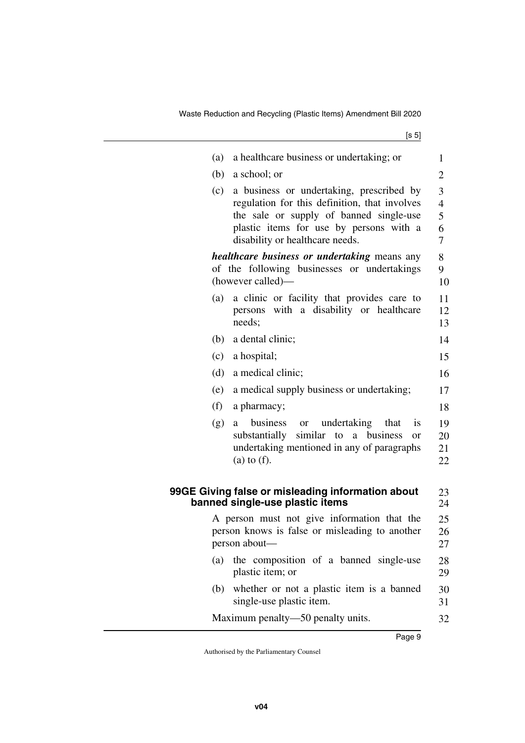(a) a healthcare business or undertaking; or

(b) a school; or

(c) a business or undertaking, prescribed by regulation for this definition, that involves the sale or supply of banned single-use plastic items for use by persons with a disability or healthcare needs.

***healthcare business or undertaking*** means any of the following businesses or undertakings (however called)—

(a) a clinic or facility that provides care to persons with a disability or healthcare needs;

(b) a dental clinic;

(c) a hospital;

(d) a medical clinic;

(e) a medical supply business or undertaking;

(f) a pharmacy;

(g) a business or undertaking that is substantially similar to a business or undertaking mentioned in any of paragraphs (a) to (f).

### 99GE Giving false or misleading information about banned single-use plastic items

A person must not give information that the person knows is false or misleading to another person about—

(a) the composition of a banned single-use plastic item; or

(b) whether or not a plastic item is a banned single-use plastic item.

Maximum penalty—50 penalty units.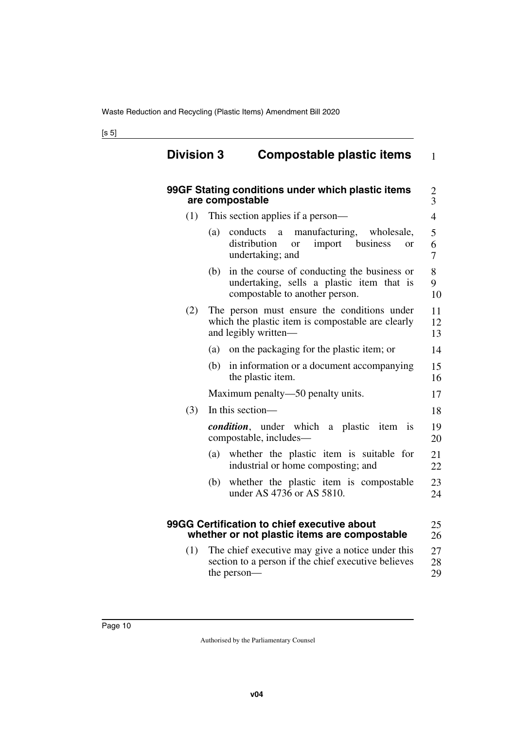## Division 3 Compostable plastic items

### 99GF Stating conditions under which plastic items are compostable

(1) This section applies if a person—

(a) conducts a manufacturing, wholesale, distribution or import business or undertaking; and

(b) in the course of conducting the business or undertaking, sells a plastic item that is compostable to another person.

(2) The person must ensure the conditions under which the plastic item is compostable are clearly and legibly written—

(a) on the packaging for the plastic item; or

(b) in information or a document accompanying the plastic item.

Maximum penalty—50 penalty units.

(3) In this section—

***condition***, under which a plastic item is compostable, includes—

(a) whether the plastic item is suitable for industrial or home composting; and

(b) whether the plastic item is compostable under AS 4736 or AS 5810.

### 99GG Certification to chief executive about whether or not plastic items are compostable

(1) The chief executive may give a notice under this section to a person if the chief executive believes the person—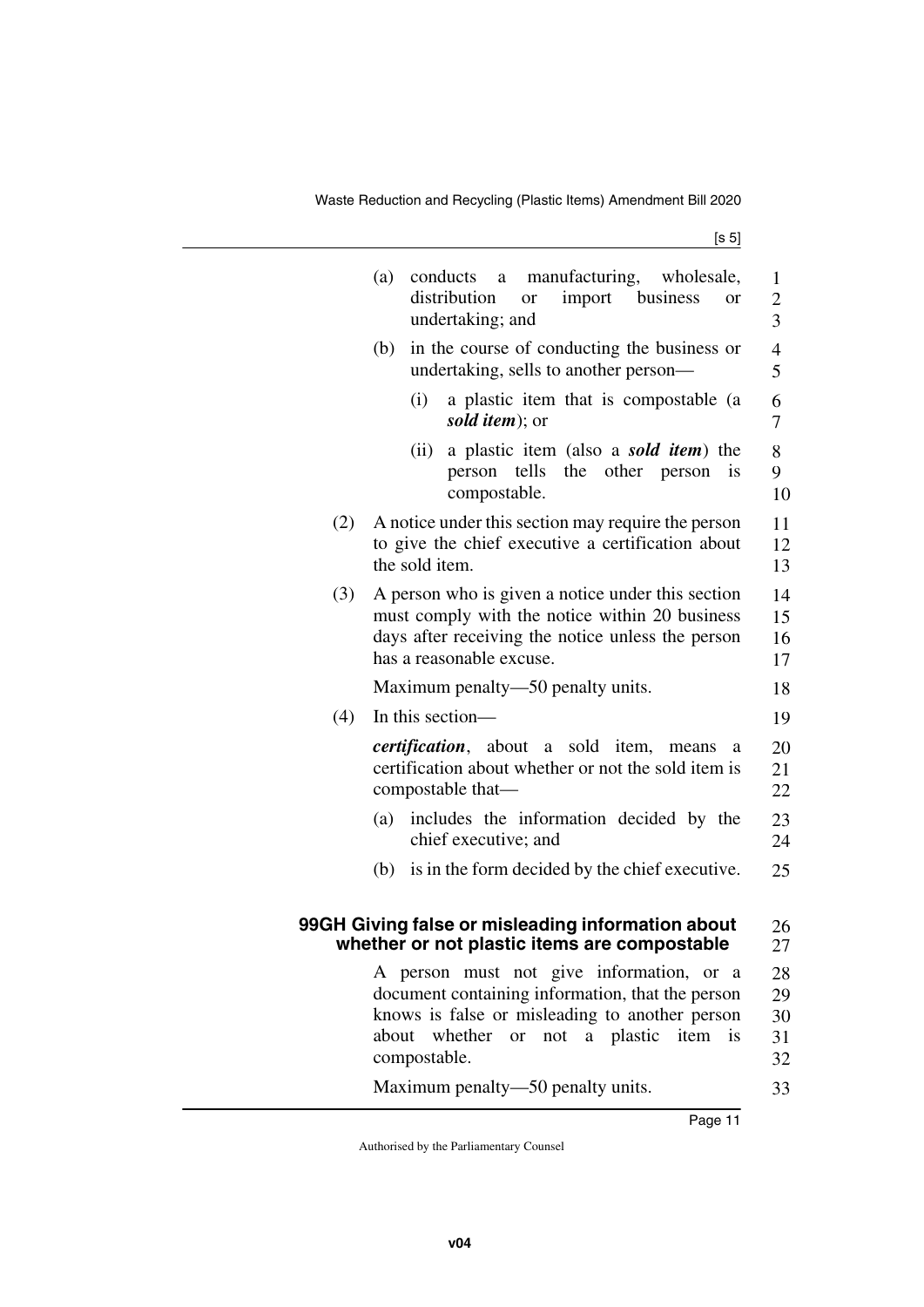(a) conducts a manufacturing, wholesale, distribution or import business or undertaking; and

(b) in the course of conducting the business or undertaking, sells to another person—

(i) a plastic item that is compostable (a ***sold item***); or

(ii) a plastic item (also a ***sold item***) the person tells the other person is compostable.

(2) A notice under this section may require the person to give the chief executive a certification about the sold item.

(3) A person who is given a notice under this section must comply with the notice within 20 business days after receiving the notice unless the person has a reasonable excuse.

Maximum penalty—50 penalty units.

(4) In this section—

***certification***, about a sold item, means a certification about whether or not the sold item is compostable that—

(a) includes the information decided by the chief executive; and

(b) is in the form decided by the chief executive.

### 99GH Giving false or misleading information about whether or not plastic items are compostable

A person must not give information, or a document containing information, that the person knows is false or misleading to another person about whether or not a plastic item is compostable.

Maximum penalty—50 penalty units.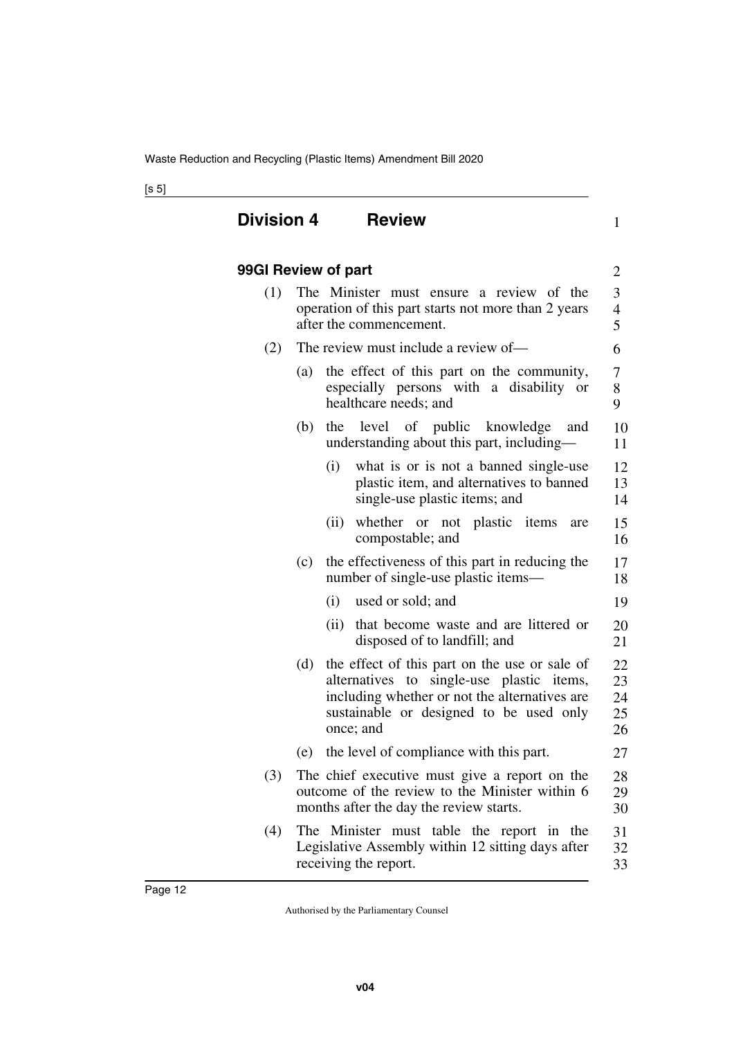## Division 4 Review

### 99GI Review of part

(1) The Minister must ensure a review of the operation of this part starts not more than 2 years after the commencement.

(2) The review must include a review of—

(a) the effect of this part on the community, especially persons with a disability or healthcare needs; and

(b) the level of public knowledge and understanding about this part, including—

(i) what is or is not a banned single-use plastic item, and alternatives to banned single-use plastic items; and

(ii) whether or not plastic items are compostable; and

(c) the effectiveness of this part in reducing the number of single-use plastic items—

(i) used or sold; and

(ii) that become waste and are littered or disposed of to landfill; and

(d) the effect of this part on the use or sale of alternatives to single-use plastic items, including whether or not the alternatives are sustainable or designed to be used only once; and

(e) the level of compliance with this part.

(3) The chief executive must give a report on the outcome of the review to the Minister within 6 months after the day the review starts.

(4) The Minister must table the report in the Legislative Assembly within 12 sitting days after receiving the report.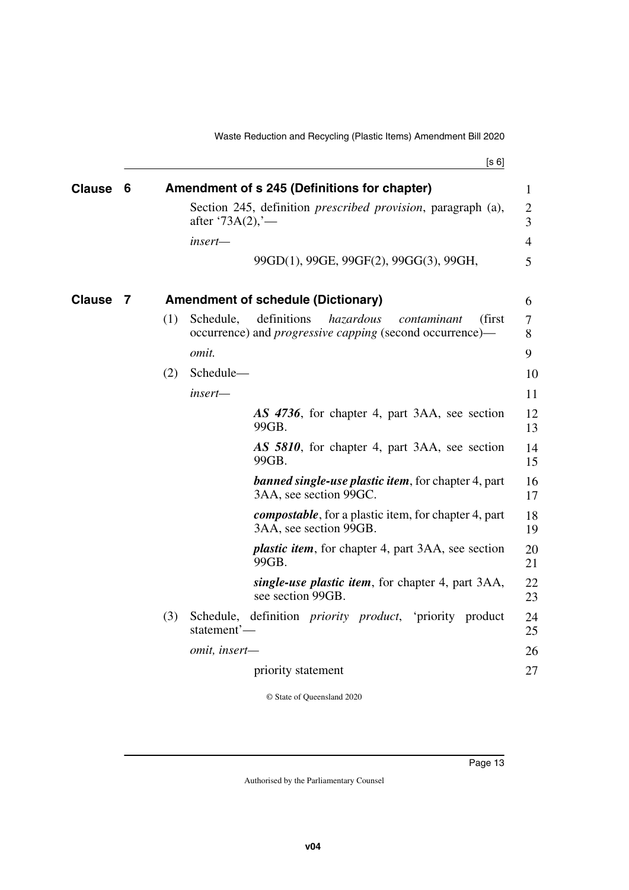## Clause 6 Amendment of s 245 (Definitions for chapter)

Section 245, definition *prescribed provision*, paragraph (a), after '73A(2),'—

*insert—*

99GD(1), 99GE, 99GF(2), 99GG(3), 99GH,

## Clause 7 Amendment of schedule (Dictionary)

(1) Schedule, definitions *hazardous contaminant* (first occurrence) and *progressive capping* (second occurrence)—

*omit.*

(2) Schedule—

*insert—*

***AS 4736***, for chapter 4, part 3AA, see section 99GB.

***AS 5810***, for chapter 4, part 3AA, see section 99GB.

***banned single-use plastic item***, for chapter 4, part 3AA, see section 99GC.

***compostable***, for a plastic item, for chapter 4, part 3AA, see section 99GB.

***plastic item***, for chapter 4, part 3AA, see section 99GB.

***single-use plastic item***, for chapter 4, part 3AA, see section 99GB.

(3) Schedule, definition *priority product*, 'priority product statement'—

*omit, insert—*

priority statement